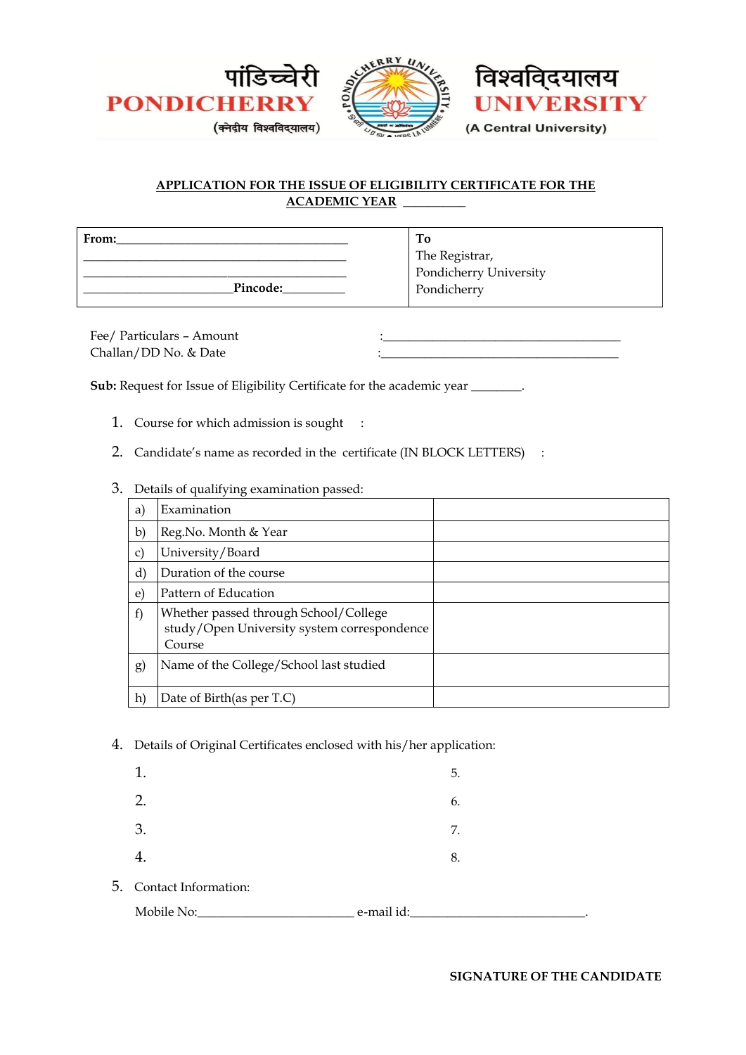पांडिच्चेरी विश्वविद्यालय

**PONDICHERRY UNIVERSITY**

(केन्द्रीय विश्वविद्यालय)

(A Central University)

## APPLICATION FOR THE ISSUE OF ELIGIBILITY CERTIFICATE FOR THE ACADEMIC YEAR __________

| From:_______________________________________ ___________________________________________ ___________________________________________ ________________________Pincode:__________ | To The Registrar, Pondicherry University Pondicherry |
|---|---|

Fee/ Particulars – Amount :_______________________________________

Challan/DD No. & Date :_______________________________________

**Sub:** Request for Issue of Eligibility Certificate for the academic year ________.

1. Course for which admission is sought :

2. Candidate's name as recorded in the certificate (IN BLOCK LETTERS) :

3. Details of qualifying examination passed:

| | | |
|---|---|---|
| a) | Examination | |
| b) | Reg.No. Month & Year | |
| c) | University/Board | |
| d) | Duration of the course | |
| e) | Pattern of Education | |
| f) | Whether passed through School/College study/Open University system correspondence Course | |
| g) | Name of the College/School last studied | |
| h) | Date of Birth(as per T.C) | |

4. Details of Original Certificates enclosed with his/her application:

| | |
|---|---|
| 1. | 5. |
| 2. | 6. |
| 3. | 7. |
| 4. | 8. |

5. Contact Information:

Mobile No:_________________________ e-mail id:____________________________.

**SIGNATURE OF THE CANDIDATE**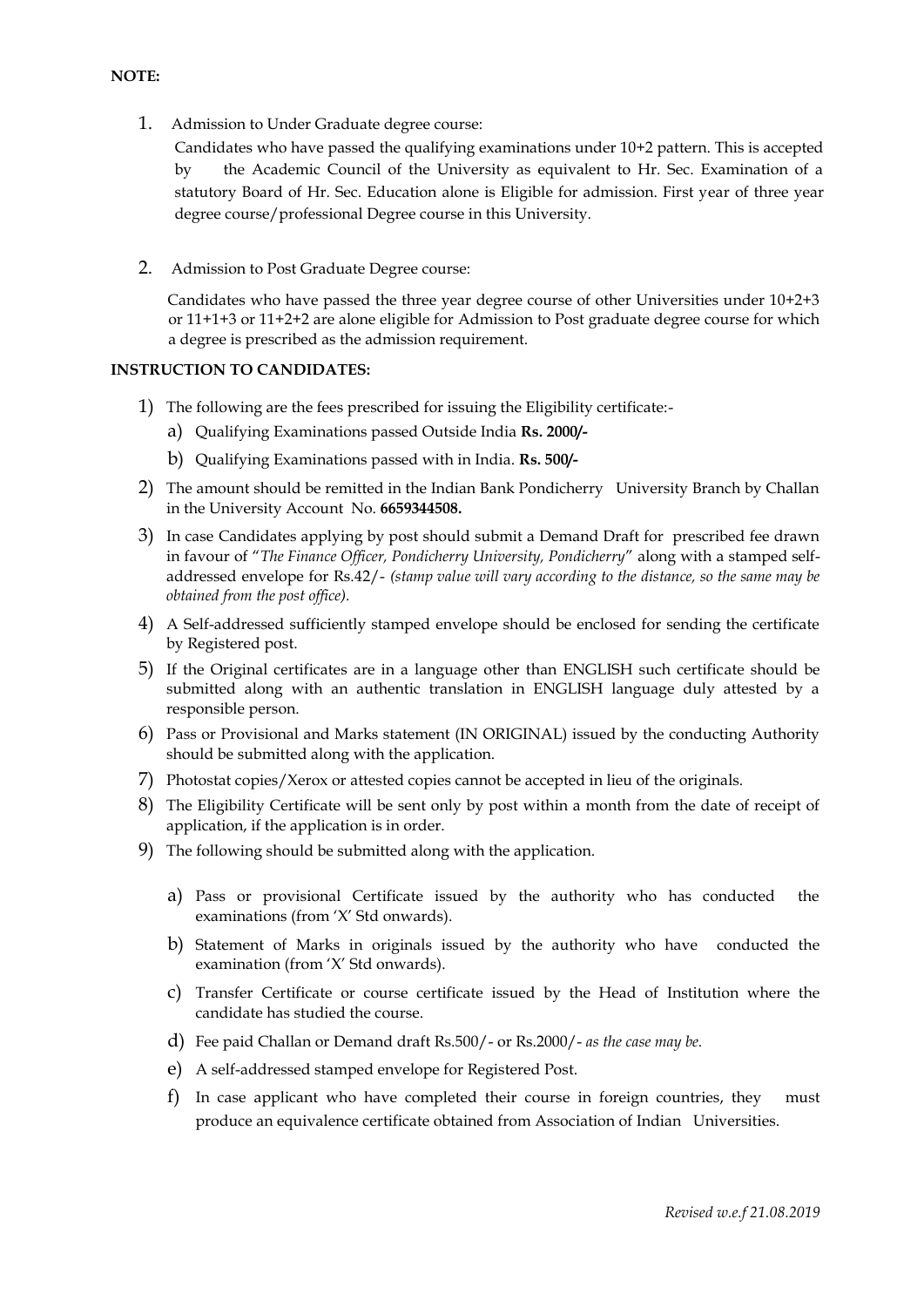**NOTE:**

1. Admission to Under Graduate degree course:

   Candidates who have passed the qualifying examinations under 10+2 pattern. This is accepted by the Academic Council of the University as equivalent to Hr. Sec. Examination of a statutory Board of Hr. Sec. Education alone is Eligible for admission. First year of three year degree course/professional Degree course in this University.

2. Admission to Post Graduate Degree course:

   Candidates who have passed the three year degree course of other Universities under 10+2+3 or 11+1+3 or 11+2+2 are alone eligible for Admission to Post graduate degree course for which a degree is prescribed as the admission requirement.

**INSTRUCTION TO CANDIDATES:**

1) The following are the fees prescribed for issuing the Eligibility certificate:-
   a) Qualifying Examinations passed Outside India **Rs. 2000/-**
   b) Qualifying Examinations passed with in India. **Rs. 500/-**
2) The amount should be remitted in the Indian Bank Pondicherry University Branch by Challan in the University Account No. **6659344508.**
3) In case Candidates applying by post should submit a Demand Draft for prescribed fee drawn in favour of "*The Finance Officer, Pondicherry University, Pondicherry*" along with a stamped self-addressed envelope for Rs.42/- *(stamp value will vary according to the distance, so the same may be obtained from the post office).*
4) A Self-addressed sufficiently stamped envelope should be enclosed for sending the certificate by Registered post.
5) If the Original certificates are in a language other than ENGLISH such certificate should be submitted along with an authentic translation in ENGLISH language duly attested by a responsible person.
6) Pass or Provisional and Marks statement (IN ORIGINAL) issued by the conducting Authority should be submitted along with the application.
7) Photostat copies/Xerox or attested copies cannot be accepted in lieu of the originals.
8) The Eligibility Certificate will be sent only by post within a month from the date of receipt of application, if the application is in order.
9) The following should be submitted along with the application.
   a) Pass or provisional Certificate issued by the authority who has conducted the examinations (from 'X' Std onwards).
   b) Statement of Marks in originals issued by the authority who have conducted the examination (from 'X' Std onwards).
   c) Transfer Certificate or course certificate issued by the Head of Institution where the candidate has studied the course.
   d) Fee paid Challan or Demand draft Rs.500/- or Rs.2000/- *as the case may be.*
   e) A self-addressed stamped envelope for Registered Post.
   f) In case applicant who have completed their course in foreign countries, they must produce an equivalence certificate obtained from Association of Indian Universities.

*Revised w.e.f 21.08.2019*